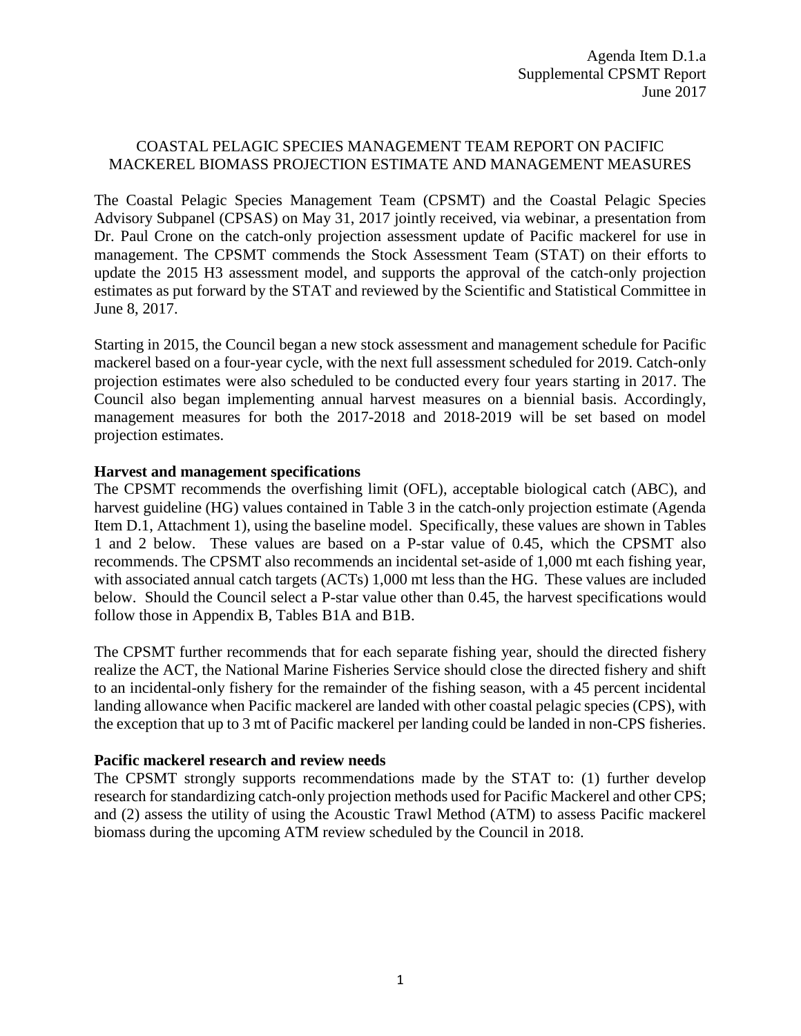Agenda Item D.1.a
Supplemental CPSMT Report
June 2017

# COASTAL PELAGIC SPECIES MANAGEMENT TEAM REPORT ON PACIFIC MACKEREL BIOMASS PROJECTION ESTIMATE AND MANAGEMENT MEASURES

The Coastal Pelagic Species Management Team (CPSMT) and the Coastal Pelagic Species Advisory Subpanel (CPSAS) on May 31, 2017 jointly received, via webinar, a presentation from Dr. Paul Crone on the catch-only projection assessment update of Pacific mackerel for use in management. The CPSMT commends the Stock Assessment Team (STAT) on their efforts to update the 2015 H3 assessment model, and supports the approval of the catch-only projection estimates as put forward by the STAT and reviewed by the Scientific and Statistical Committee in June 8, 2017.

Starting in 2015, the Council began a new stock assessment and management schedule for Pacific mackerel based on a four-year cycle, with the next full assessment scheduled for 2019. Catch-only projection estimates were also scheduled to be conducted every four years starting in 2017. The Council also began implementing annual harvest measures on a biennial basis. Accordingly, management measures for both the 2017-2018 and 2018-2019 will be set based on model projection estimates.

**Harvest and management specifications**

The CPSMT recommends the overfishing limit (OFL), acceptable biological catch (ABC), and harvest guideline (HG) values contained in Table 3 in the catch-only projection estimate (Agenda Item D.1, Attachment 1), using the baseline model. Specifically, these values are shown in Tables 1 and 2 below. These values are based on a P-star value of 0.45, which the CPSMT also recommends. The CPSMT also recommends an incidental set-aside of 1,000 mt each fishing year, with associated annual catch targets (ACTs) 1,000 mt less than the HG. These values are included below. Should the Council select a P-star value other than 0.45, the harvest specifications would follow those in Appendix B, Tables B1A and B1B.

The CPSMT further recommends that for each separate fishing year, should the directed fishery realize the ACT, the National Marine Fisheries Service should close the directed fishery and shift to an incidental-only fishery for the remainder of the fishing season, with a 45 percent incidental landing allowance when Pacific mackerel are landed with other coastal pelagic species (CPS), with the exception that up to 3 mt of Pacific mackerel per landing could be landed in non-CPS fisheries.

**Pacific mackerel research and review needs**

The CPSMT strongly supports recommendations made by the STAT to: (1) further develop research for standardizing catch-only projection methods used for Pacific Mackerel and other CPS; and (2) assess the utility of using the Acoustic Trawl Method (ATM) to assess Pacific mackerel biomass during the upcoming ATM review scheduled by the Council in 2018.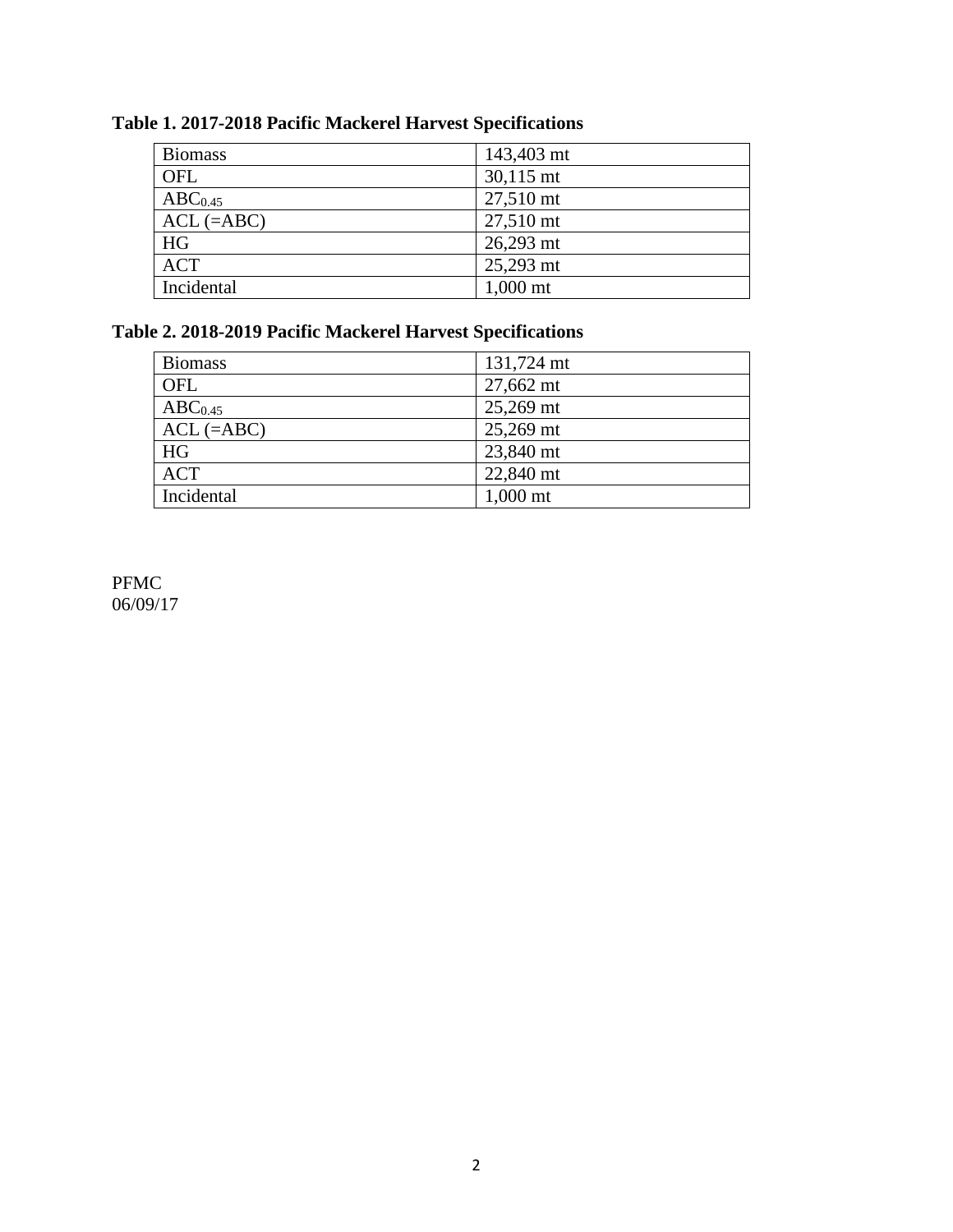**Table 1. 2017-2018 Pacific Mackerel Harvest Specifications**

| | |
|---|---|
| Biomass | 143,403 mt |
| OFL | 30,115 mt |
| $ABC_{0.45}$ | 27,510 mt |
| ACL (=ABC) | 27,510 mt |
| HG | 26,293 mt |
| ACT | 25,293 mt |
| Incidental | 1,000 mt |

**Table 2. 2018-2019 Pacific Mackerel Harvest Specifications**

| | |
|---|---|
| Biomass | 131,724 mt |
| OFL | 27,662 mt |
| $ABC_{0.45}$ | 25,269 mt |
| ACL (=ABC) | 25,269 mt |
| HG | 23,840 mt |
| ACT | 22,840 mt |
| Incidental | 1,000 mt |

PFMC
06/09/17